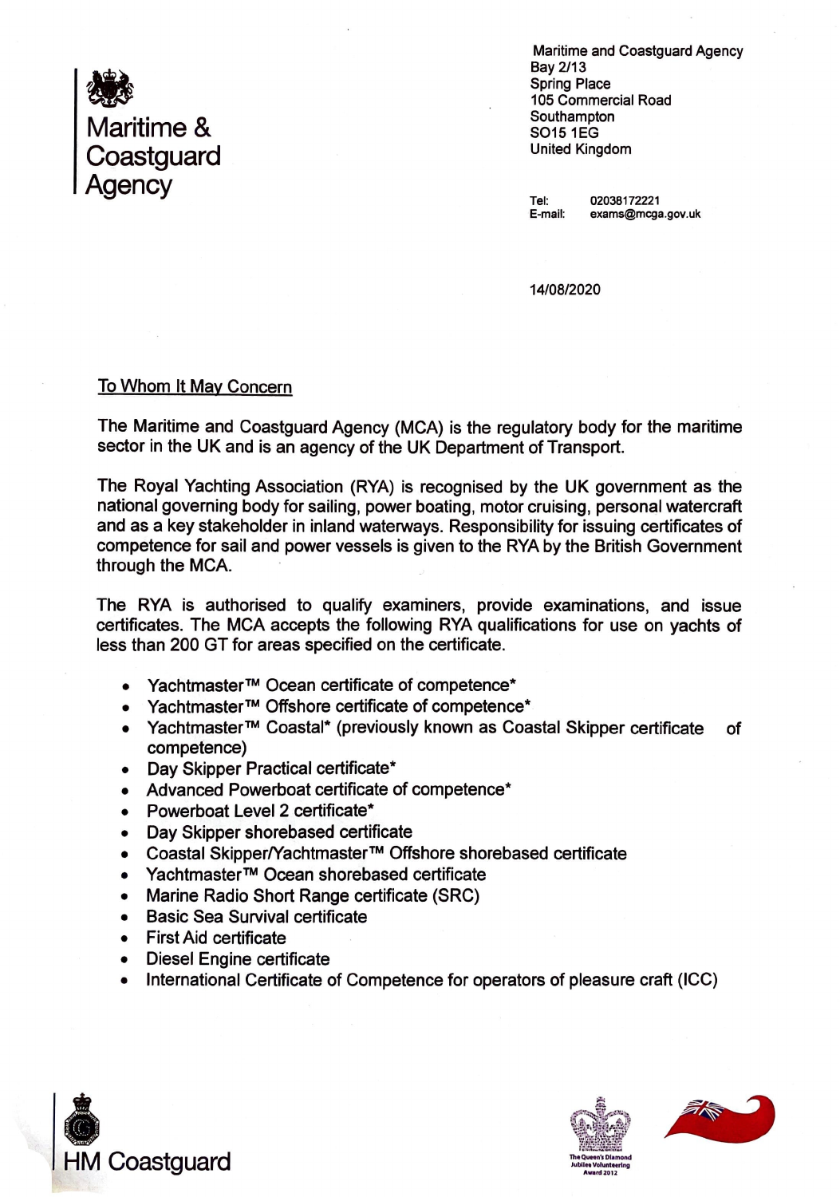# Maritime & Coastguard Agency

Maritime and Coastguard Agency
Bay 2/13
Spring Place
105 Commercial Road
Southampton
SO15 1EG
United Kingdom

Tel: 02038172221
E-mail: exams@mcga.gov.uk

14/08/2020

To Whom It May Concern

The Maritime and Coastguard Agency (MCA) is the regulatory body for the maritime sector in the UK and is an agency of the UK Department of Transport.

The Royal Yachting Association (RYA) is recognised by the UK government as the national governing body for sailing, power boating, motor cruising, personal watercraft and as a key stakeholder in inland waterways. Responsibility for issuing certificates of competence for sail and power vessels is given to the RYA by the British Government through the MCA.

The RYA is authorised to qualify examiners, provide examinations, and issue certificates. The MCA accepts the following RYA qualifications for use on yachts of less than 200 GT for areas specified on the certificate.

- Yachtmaster™ Ocean certificate of competence*
- Yachtmaster™ Offshore certificate of competence*
- Yachtmaster™ Coastal* (previously known as Coastal Skipper certificate of competence)
- Day Skipper Practical certificate*
- Advanced Powerboat certificate of competence*
- Powerboat Level 2 certificate*
- Day Skipper shorebased certificate
- Coastal Skipper/Yachtmaster™ Offshore shorebased certificate
- Yachtmaster™ Ocean shorebased certificate
- Marine Radio Short Range certificate (SRC)
- Basic Sea Survival certificate
- First Aid certificate
- Diesel Engine certificate
- International Certificate of Competence for operators of pleasure craft (ICC)

HM Coastguard

The Queen's Diamond Jubilee Volunteering Award 2012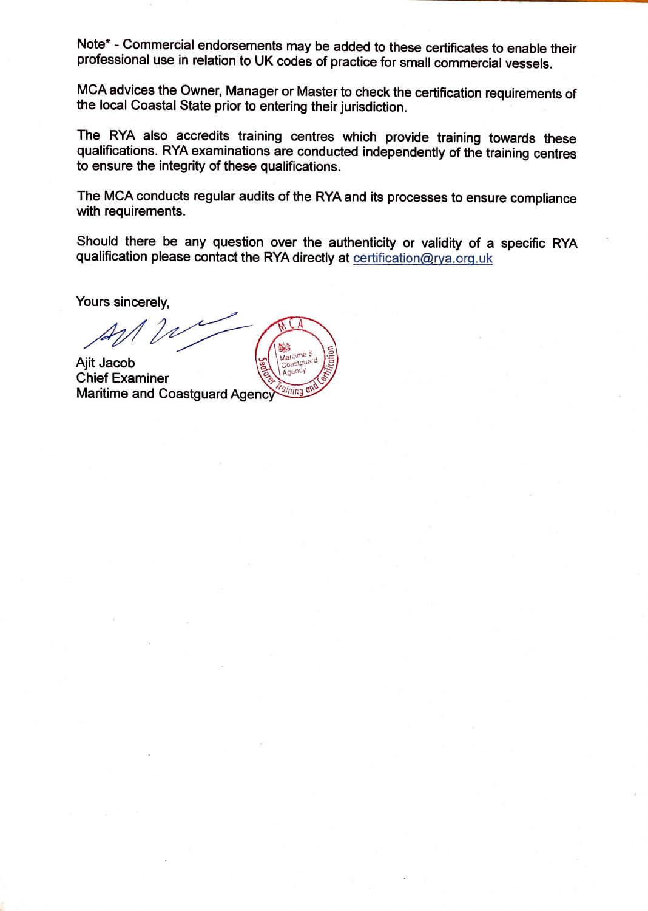Note* - Commercial endorsements may be added to these certificates to enable their professional use in relation to UK codes of practice for small commercial vessels.

MCA advices the Owner, Manager or Master to check the certification requirements of the local Coastal State prior to entering their jurisdiction.

The RYA also accredits training centres which provide training towards these qualifications. RYA examinations are conducted independently of the training centres to ensure the integrity of these qualifications.

The MCA conducts regular audits of the RYA and its processes to ensure compliance with requirements.

Should there be any question over the authenticity or validity of a specific RYA qualification please contact the RYA directly at certification@rya.org.uk

Yours sincerely,

Ajit Jacob
Chief Examiner
Maritime and Coastguard Agency